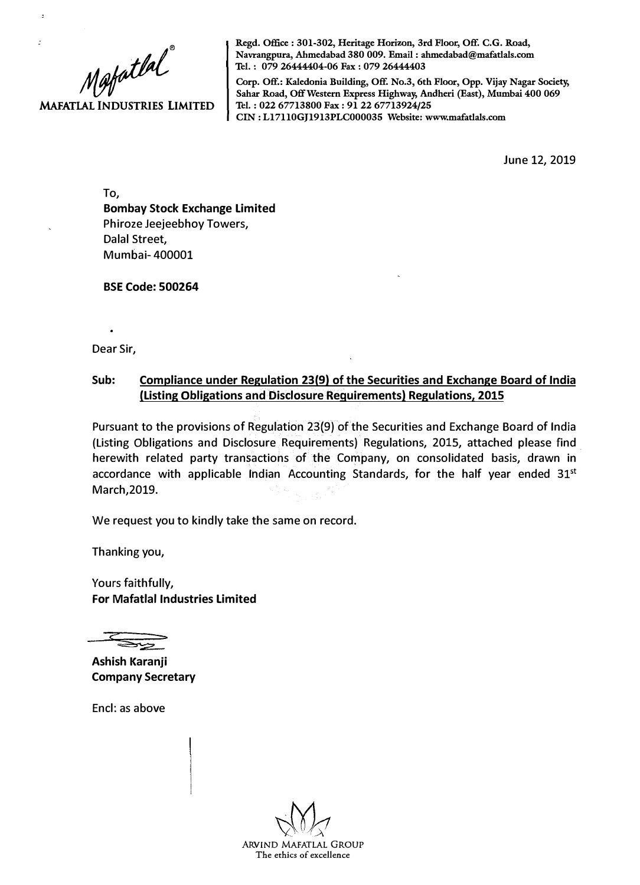**MAFATLAL INDUSTRIES LIMITED**

Regd. Office : 301-302, Heritage Horizon, 3rd Floor, Off. C.G. Road, Navrangpura, Ahmedabad 380 009. Email : ahmedabad@mafatlals.com
Tel. : 079 26444404-06 Fax : 079 26444403

Corp. Off.: Kaledonia Building, Off. No.3, 6th Floor, Opp. Vijay Nagar Society, Sahar Road, Off Western Express Highway, Andheri (East), Mumbai 400 069
Tel. : 022 67713800 Fax : 91 22 67713924/25
CIN : L17110GJ1913PLC000035 Website: www.mafatlals.com

June 12, 2019

To,
**Bombay Stock Exchange Limited**
Phiroze Jeejeebhoy Towers,
Dalal Street,
Mumbai- 400001

**BSE Code: 500264**

Dear Sir,

**Sub: Compliance under Regulation 23(9) of the Securities and Exchange Board of India (Listing Obligations and Disclosure Requirements) Regulations, 2015**

Pursuant to the provisions of Regulation 23(9) of the Securities and Exchange Board of India (Listing Obligations and Disclosure Requirements) Regulations, 2015, attached please find herewith related party transactions of the Company, on consolidated basis, drawn in accordance with applicable Indian Accounting Standards, for the half year ended 31st March,2019.

We request you to kindly take the same on record.

Thanking you,

Yours faithfully,
**For Mafatlal Industries Limited**

**Ashish Karanji**
**Company Secretary**

Encl: as above

ARVIND MAFATLAL GROUP
The ethics of excellence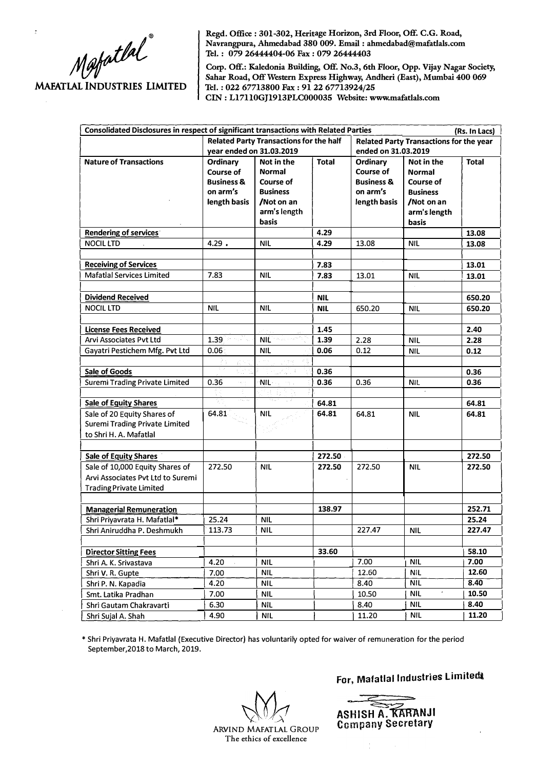Mafatlal®

**MAFATLAL INDUSTRIES LIMITED**

Regd. Office : 301-302, Heritage Horizon, 3rd Floor, Off. C.G. Road, Navrangpura, Ahmedabad 380 009. Email : ahmedabad@mafatlals.com
Tel. : 079 26444404-06 Fax : 079 26444403

Corp. Off.: Kaledonia Building, Off. No.3, 6th Floor, Opp. Vijay Nagar Society, Sahar Road, Off Western Express Highway, Andheri (East), Mumbai 400 069
Tel. : 022 67713800 Fax : 91 22 67713924/25
CIN : L17110GJ1913PLC000035 Website: www.mafatlals.com

**Consolidated Disclosures in respect of significant transactions with Related Parties** (Rs. In Lacs)

| | Related Party Transactions for the half year ended on 31.03.2019 | | | Related Party Transactions for the year ended on 31.03.2019 | | |
|---|---|---|---|---|---|---|
| **Nature of Transactions** | **Ordinary Course of Business & on arm's length basis** | **Not in the Normal Course of Business /Not on an arm's length basis** | **Total** | **Ordinary Course of Business & on arm's length basis** | **Not in the Normal Course of Business /Not on an arm's length basis** | **Total** |
| **Rendering of services** | | | 4.29 | | | 13.08 |
| NOCIL LTD | 4.29 | NIL | 4.29 | 13.08 | NIL | 13.08 |
| **Receiving of Services** | | | 7.83 | | | 13.01 |
| Mafatlal Services Limited | 7.83 | NIL | 7.83 | 13.01 | NIL | 13.01 |
| **Dividend Received** | | | NIL | | | 650.20 |
| NOCIL LTD | NIL | NIL | NIL | 650.20 | NIL | 650.20 |
| **License Fees Received** | | | 1.45 | | | 2.40 |
| Arvi Associates Pvt Ltd | 1.39 | NIL | 1.39 | 2.28 | NIL | 2.28 |
| Gayatri Pestichem Mfg. Pvt Ltd | 0.06 | NIL | 0.06 | 0.12 | NIL | 0.12 |
| **Sale of Goods** | | | 0.36 | | | 0.36 |
| Suremi Trading Private Limited | 0.36 | NIL | 0.36 | 0.36 | NIL | 0.36 |
| **Sale of Equity Shares** | | | 64.81 | | | 64.81 |
| Sale of 20 Equity Shares of Suremi Trading Private Limited to Shri H. A. Mafatlal | 64.81 | NIL | 64.81 | 64.81 | NIL | 64.81 |
| **Sale of Equity Shares** | | | 272.50 | | | 272.50 |
| Sale of 10,000 Equity Shares of Arvi Associates Pvt Ltd to Suremi Trading Private Limited | 272.50 | NIL | 272.50 | 272.50 | NIL | 272.50 |
| **Managerial Remuneration** | | | 138.97 | | | 252.71 |
| Shri Priyavrata H. Mafatlal* | 25.24 | NIL | | | | 25.24 |
| Shri Aniruddha P. Deshmukh | 113.73 | NIL | | 227.47 | NIL | 227.47 |
| **Director Sitting Fees** | | | 33.60 | | | 58.10 |
| Shri A. K. Srivastava | 4.20 | NIL | | 7.00 | NIL | 7.00 |
| Shri V. R. Gupte | 7.00 | NIL | | 12.60 | NIL | 12.60 |
| Shri P. N. Kapadia | 4.20 | NIL | | 8.40 | NIL | 8.40 |
| Smt. Latika Pradhan | 7.00 | NIL | | 10.50 | NIL | 10.50 |
| Shri Gautam Chakravarti | 6.30 | NIL | | 8.40 | NIL | 8.40 |
| Shri Sujal A. Shah | 4.90 | NIL | | 11.20 | NIL | 11.20 |

\* Shri Priyavrata H. Mafatlal (Executive Director) has voluntarily opted for waiver of remuneration for the period September,2018 to March, 2019.

For, Mafatlal Industries Limited

ASHISH A. KARANJI
Company Secretary

ARVIND MAFATLAL GROUP
The ethics of excellence